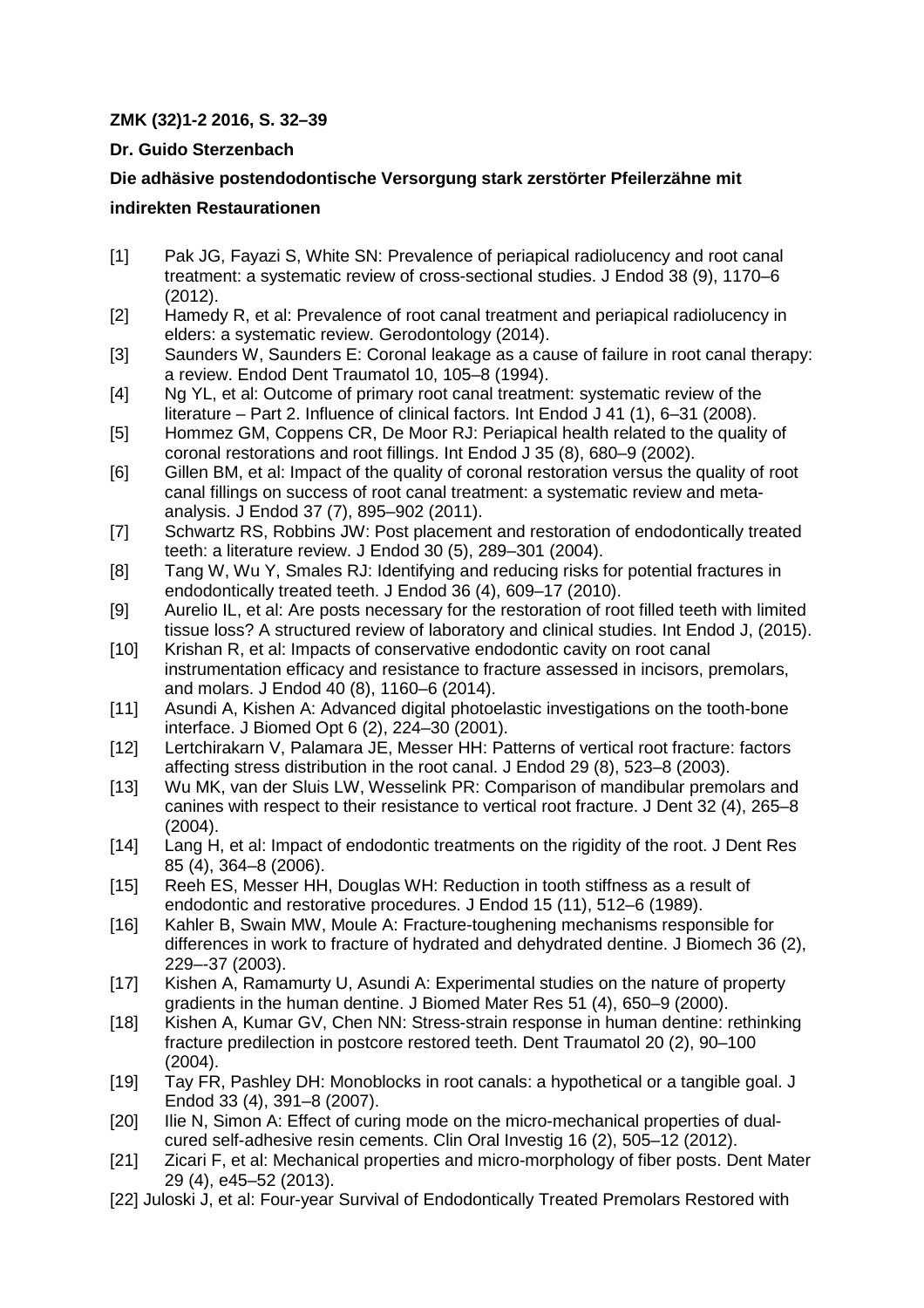**ZMK (32)1-2 2016, S. 32–39**

**Dr. Guido Sterzenbach**

**Die adhäsive postendodontische Versorgung stark zerstörter Pfeilerzähne mit indirekten Restaurationen**

[1] Pak JG, Fayazi S, White SN: Prevalence of periapical radiolucency and root canal treatment: a systematic review of cross-sectional studies. J Endod 38 (9), 1170–6 (2012).

[2] Hamedy R, et al: Prevalence of root canal treatment and periapical radiolucency in elders: a systematic review. Gerodontology (2014).

[3] Saunders W, Saunders E: Coronal leakage as a cause of failure in root canal therapy: a review. Endod Dent Traumatol 10, 105–8 (1994).

[4] Ng YL, et al: Outcome of primary root canal treatment: systematic review of the literature – Part 2. Influence of clinical factors. Int Endod J 41 (1), 6–31 (2008).

[5] Hommez GM, Coppens CR, De Moor RJ: Periapical health related to the quality of coronal restorations and root fillings. Int Endod J 35 (8), 680–9 (2002).

[6] Gillen BM, et al: Impact of the quality of coronal restoration versus the quality of root canal fillings on success of root canal treatment: a systematic review and meta-analysis. J Endod 37 (7), 895–902 (2011).

[7] Schwartz RS, Robbins JW: Post placement and restoration of endodontically treated teeth: a literature review. J Endod 30 (5), 289–301 (2004).

[8] Tang W, Wu Y, Smales RJ: Identifying and reducing risks for potential fractures in endodontically treated teeth. J Endod 36 (4), 609–17 (2010).

[9] Aurelio IL, et al: Are posts necessary for the restoration of root filled teeth with limited tissue loss? A structured review of laboratory and clinical studies. Int Endod J, (2015).

[10] Krishan R, et al: Impacts of conservative endodontic cavity on root canal instrumentation efficacy and resistance to fracture assessed in incisors, premolars, and molars. J Endod 40 (8), 1160–6 (2014).

[11] Asundi A, Kishen A: Advanced digital photoelastic investigations on the tooth-bone interface. J Biomed Opt 6 (2), 224–30 (2001).

[12] Lertchirakarn V, Palamara JE, Messer HH: Patterns of vertical root fracture: factors affecting stress distribution in the root canal. J Endod 29 (8), 523–8 (2003).

[13] Wu MK, van der Sluis LW, Wesselink PR: Comparison of mandibular premolars and canines with respect to their resistance to vertical root fracture. J Dent 32 (4), 265–8 (2004).

[14] Lang H, et al: Impact of endodontic treatments on the rigidity of the root. J Dent Res 85 (4), 364–8 (2006).

[15] Reeh ES, Messer HH, Douglas WH: Reduction in tooth stiffness as a result of endodontic and restorative procedures. J Endod 15 (11), 512–6 (1989).

[16] Kahler B, Swain MW, Moule A: Fracture-toughening mechanisms responsible for differences in work to fracture of hydrated and dehydrated dentine. J Biomech 36 (2), 229–-37 (2003).

[17] Kishen A, Ramamurty U, Asundi A: Experimental studies on the nature of property gradients in the human dentine. J Biomed Mater Res 51 (4), 650–9 (2000).

[18] Kishen A, Kumar GV, Chen NN: Stress-strain response in human dentine: rethinking fracture predilection in postcore restored teeth. Dent Traumatol 20 (2), 90–100 (2004).

[19] Tay FR, Pashley DH: Monoblocks in root canals: a hypothetical or a tangible goal. J Endod 33 (4), 391–8 (2007).

[20] Ilie N, Simon A: Effect of curing mode on the micro-mechanical properties of dual-cured self-adhesive resin cements. Clin Oral Investig 16 (2), 505–12 (2012).

[21] Zicari F, et al: Mechanical properties and micro-morphology of fiber posts. Dent Mater 29 (4), e45–52 (2013).

[22] Juloski J, et al: Four-year Survival of Endodontically Treated Premolars Restored with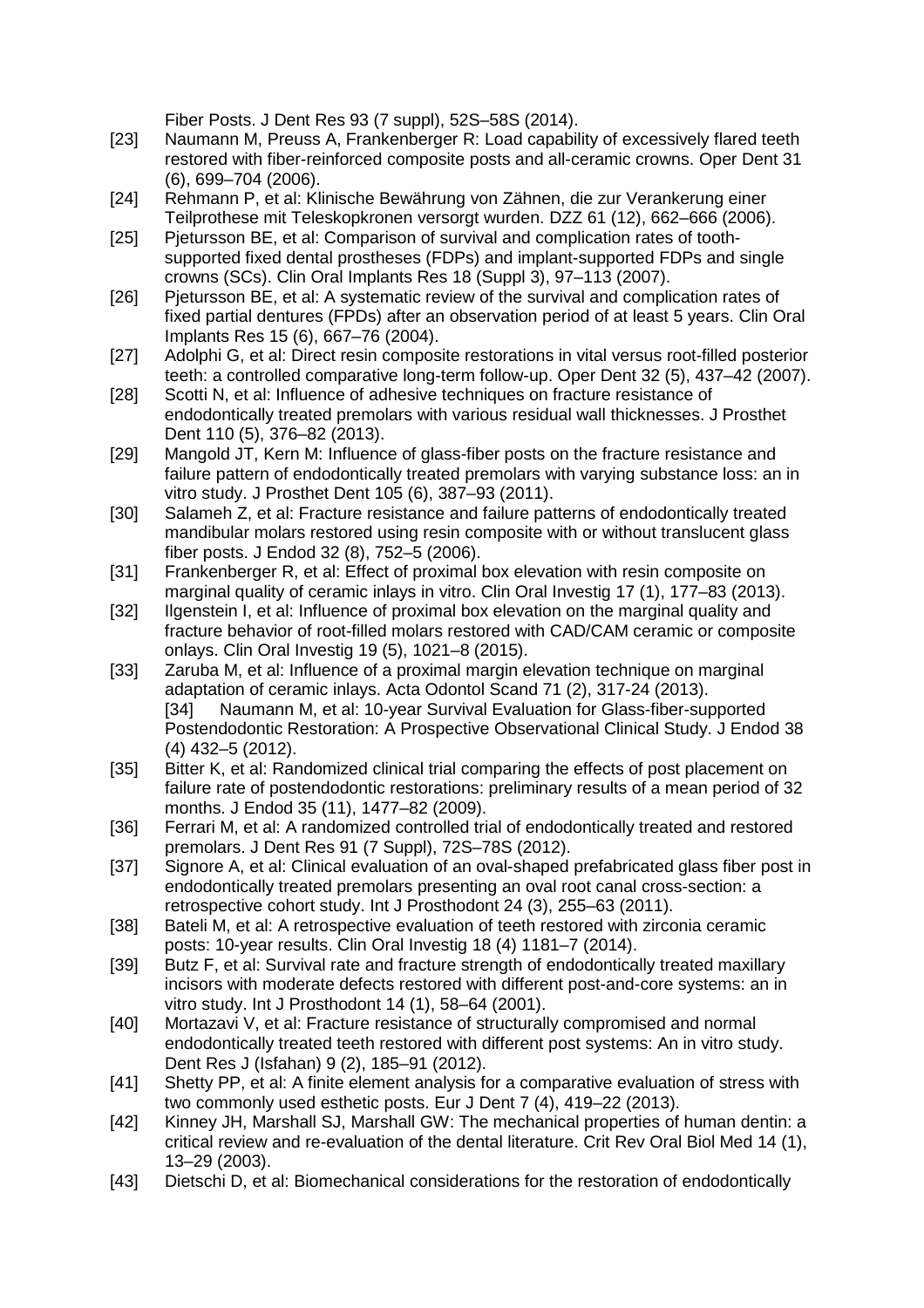Fiber Posts. J Dent Res 93 (7 suppl), 52S–58S (2014).

[23] Naumann M, Preuss A, Frankenberger R: Load capability of excessively flared teeth restored with fiber-reinforced composite posts and all-ceramic crowns. Oper Dent 31 (6), 699–704 (2006).

[24] Rehmann P, et al: Klinische Bewährung von Zähnen, die zur Verankerung einer Teilprothese mit Teleskopkronen versorgt wurden. DZZ 61 (12), 662–666 (2006).

[25] Pjetursson BE, et al: Comparison of survival and complication rates of tooth-supported fixed dental prostheses (FDPs) and implant-supported FDPs and single crowns (SCs). Clin Oral Implants Res 18 (Suppl 3), 97–113 (2007).

[26] Pjetursson BE, et al: A systematic review of the survival and complication rates of fixed partial dentures (FPDs) after an observation period of at least 5 years. Clin Oral Implants Res 15 (6), 667–76 (2004).

[27] Adolphi G, et al: Direct resin composite restorations in vital versus root-filled posterior teeth: a controlled comparative long-term follow-up. Oper Dent 32 (5), 437–42 (2007).

[28] Scotti N, et al: Influence of adhesive techniques on fracture resistance of endodontically treated premolars with various residual wall thicknesses. J Prosthet Dent 110 (5), 376–82 (2013).

[29] Mangold JT, Kern M: Influence of glass-fiber posts on the fracture resistance and failure pattern of endodontically treated premolars with varying substance loss: an in vitro study. J Prosthet Dent 105 (6), 387–93 (2011).

[30] Salameh Z, et al: Fracture resistance and failure patterns of endodontically treated mandibular molars restored using resin composite with or without translucent glass fiber posts. J Endod 32 (8), 752–5 (2006).

[31] Frankenberger R, et al: Effect of proximal box elevation with resin composite on marginal quality of ceramic inlays in vitro. Clin Oral Investig 17 (1), 177–83 (2013).

[32] Ilgenstein I, et al: Influence of proximal box elevation on the marginal quality and fracture behavior of root-filled molars restored with CAD/CAM ceramic or composite onlays. Clin Oral Investig 19 (5), 1021–8 (2015).

[33] Zaruba M, et al: Influence of a proximal margin elevation technique on marginal adaptation of ceramic inlays. Acta Odontol Scand 71 (2), 317-24 (2013).

[34] Naumann M, et al: 10-year Survival Evaluation for Glass-fiber-supported Postendodontic Restoration: A Prospective Observational Clinical Study. J Endod 38 (4) 432–5 (2012).

[35] Bitter K, et al: Randomized clinical trial comparing the effects of post placement on failure rate of postendodontic restorations: preliminary results of a mean period of 32 months. J Endod 35 (11), 1477–82 (2009).

[36] Ferrari M, et al: A randomized controlled trial of endodontically treated and restored premolars. J Dent Res 91 (7 Suppl), 72S–78S (2012).

[37] Signore A, et al: Clinical evaluation of an oval-shaped prefabricated glass fiber post in endodontically treated premolars presenting an oval root canal cross-section: a retrospective cohort study. Int J Prosthodont 24 (3), 255–63 (2011).

[38] Bateli M, et al: A retrospective evaluation of teeth restored with zirconia ceramic posts: 10-year results. Clin Oral Investig 18 (4) 1181–7 (2014).

[39] Butz F, et al: Survival rate and fracture strength of endodontically treated maxillary incisors with moderate defects restored with different post-and-core systems: an in vitro study. Int J Prosthodont 14 (1), 58–64 (2001).

[40] Mortazavi V, et al: Fracture resistance of structurally compromised and normal endodontically treated teeth restored with different post systems: An in vitro study. Dent Res J (Isfahan) 9 (2), 185–91 (2012).

[41] Shetty PP, et al: A finite element analysis for a comparative evaluation of stress with two commonly used esthetic posts. Eur J Dent 7 (4), 419–22 (2013).

[42] Kinney JH, Marshall SJ, Marshall GW: The mechanical properties of human dentin: a critical review and re-evaluation of the dental literature. Crit Rev Oral Biol Med 14 (1), 13–29 (2003).

[43] Dietschi D, et al: Biomechanical considerations for the restoration of endodontically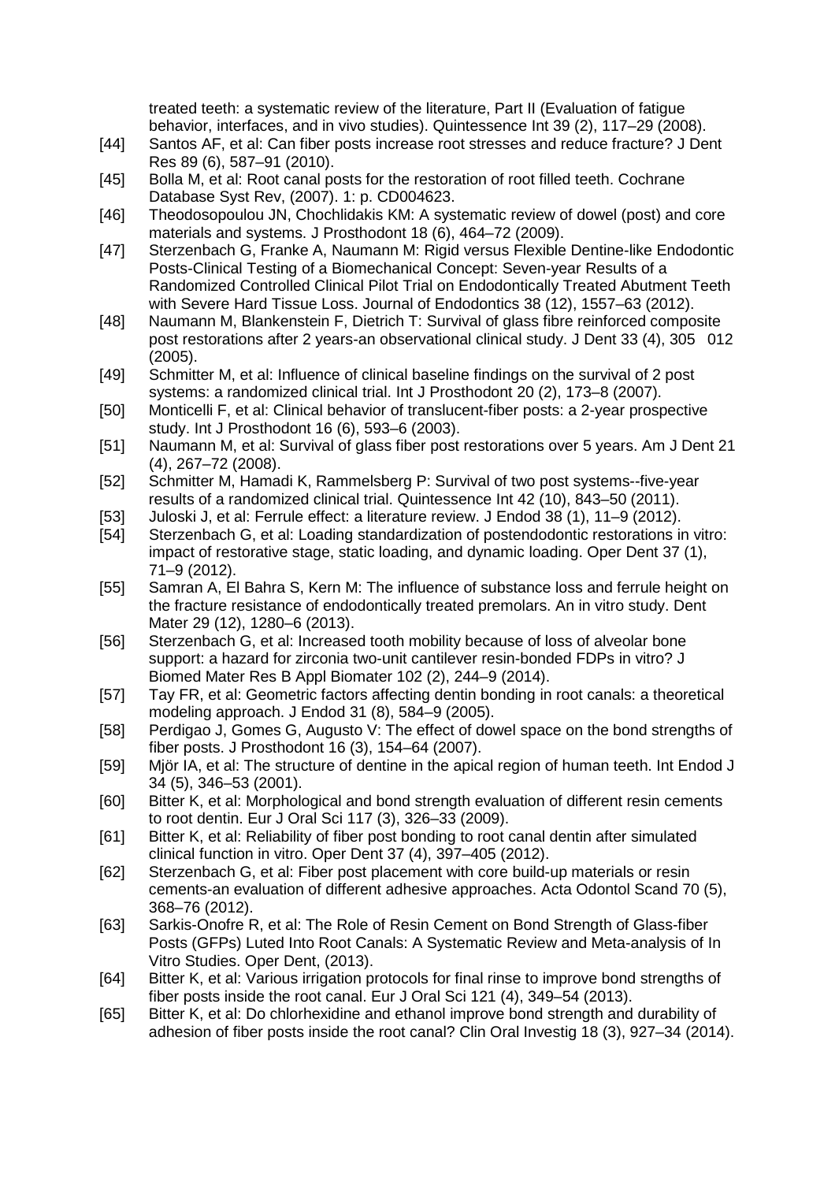treated teeth: a systematic review of the literature, Part II (Evaluation of fatigue behavior, interfaces, and in vivo studies). Quintessence Int 39 (2), 117–29 (2008).

[44] Santos AF, et al: Can fiber posts increase root stresses and reduce fracture? J Dent Res 89 (6), 587–91 (2010).

[45] Bolla M, et al: Root canal posts for the restoration of root filled teeth. Cochrane Database Syst Rev, (2007). 1: p. CD004623.

[46] Theodosopoulou JN, Chochlidakis KM: A systematic review of dowel (post) and core materials and systems. J Prosthodont 18 (6), 464–72 (2009).

[47] Sterzenbach G, Franke A, Naumann M: Rigid versus Flexible Dentine-like Endodontic Posts-Clinical Testing of a Biomechanical Concept: Seven-year Results of a Randomized Controlled Clinical Pilot Trial on Endodontically Treated Abutment Teeth with Severe Hard Tissue Loss. Journal of Endodontics 38 (12), 1557–63 (2012).

[48] Naumann M, Blankenstein F, Dietrich T: Survival of glass fibre reinforced composite post restorations after 2 years-an observational clinical study. J Dent 33 (4), 305 012 (2005).

[49] Schmitter M, et al: Influence of clinical baseline findings on the survival of 2 post systems: a randomized clinical trial. Int J Prosthodont 20 (2), 173–8 (2007).

[50] Monticelli F, et al: Clinical behavior of translucent-fiber posts: a 2-year prospective study. Int J Prosthodont 16 (6), 593–6 (2003).

[51] Naumann M, et al: Survival of glass fiber post restorations over 5 years. Am J Dent 21 (4), 267–72 (2008).

[52] Schmitter M, Hamadi K, Rammelsberg P: Survival of two post systems--five-year results of a randomized clinical trial. Quintessence Int 42 (10), 843–50 (2011).

[53] Juloski J, et al: Ferrule effect: a literature review. J Endod 38 (1), 11–9 (2012).

[54] Sterzenbach G, et al: Loading standardization of postendodontic restorations in vitro: impact of restorative stage, static loading, and dynamic loading. Oper Dent 37 (1), 71–9 (2012).

[55] Samran A, El Bahra S, Kern M: The influence of substance loss and ferrule height on the fracture resistance of endodontically treated premolars. An in vitro study. Dent Mater 29 (12), 1280–6 (2013).

[56] Sterzenbach G, et al: Increased tooth mobility because of loss of alveolar bone support: a hazard for zirconia two-unit cantilever resin-bonded FDPs in vitro? J Biomed Mater Res B Appl Biomater 102 (2), 244–9 (2014).

[57] Tay FR, et al: Geometric factors affecting dentin bonding in root canals: a theoretical modeling approach. J Endod 31 (8), 584–9 (2005).

[58] Perdigao J, Gomes G, Augusto V: The effect of dowel space on the bond strengths of fiber posts. J Prosthodont 16 (3), 154–64 (2007).

[59] Mjör IA, et al: The structure of dentine in the apical region of human teeth. Int Endod J 34 (5), 346–53 (2001).

[60] Bitter K, et al: Morphological and bond strength evaluation of different resin cements to root dentin. Eur J Oral Sci 117 (3), 326–33 (2009).

[61] Bitter K, et al: Reliability of fiber post bonding to root canal dentin after simulated clinical function in vitro. Oper Dent 37 (4), 397–405 (2012).

[62] Sterzenbach G, et al: Fiber post placement with core build-up materials or resin cements-an evaluation of different adhesive approaches. Acta Odontol Scand 70 (5), 368–76 (2012).

[63] Sarkis-Onofre R, et al: The Role of Resin Cement on Bond Strength of Glass-fiber Posts (GFPs) Luted Into Root Canals: A Systematic Review and Meta-analysis of In Vitro Studies. Oper Dent, (2013).

[64] Bitter K, et al: Various irrigation protocols for final rinse to improve bond strengths of fiber posts inside the root canal. Eur J Oral Sci 121 (4), 349–54 (2013).

[65] Bitter K, et al: Do chlorhexidine and ethanol improve bond strength and durability of adhesion of fiber posts inside the root canal? Clin Oral Investig 18 (3), 927–34 (2014).